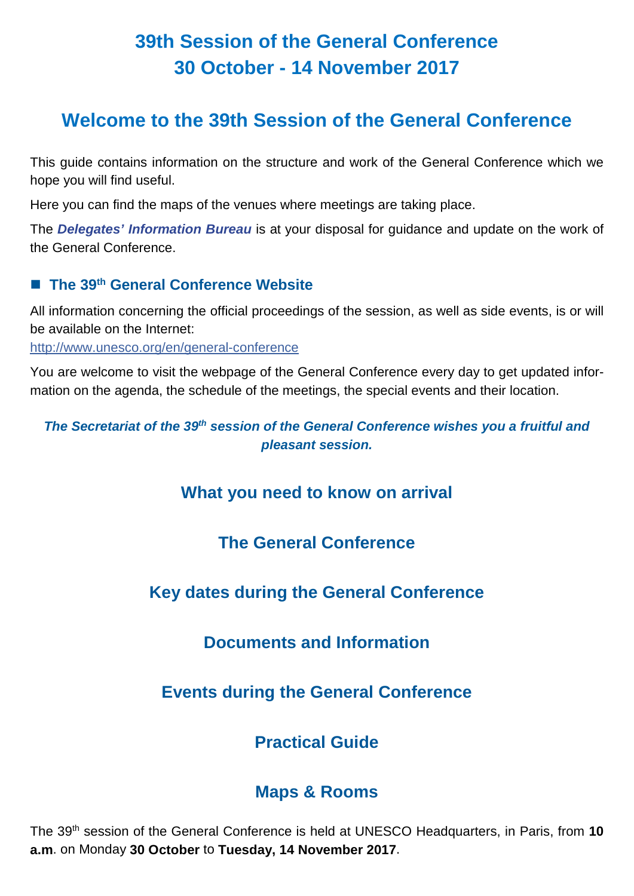# 39th Session of the General Conference
# 30 October - 14 November 2017

## Welcome to the 39th Session of the General Conference

This guide contains information on the structure and work of the General Conference which we hope you will find useful.

Here you can find the maps of the venues where meetings are taking place.

The ***Delegates' Information Bureau*** is at your disposal for guidance and update on the work of the General Conference.

### ■ The 39th General Conference Website

All information concerning the official proceedings of the session, as well as side events, is or will be available on the Internet:
http://www.unesco.org/en/general-conference

You are welcome to visit the webpage of the General Conference every day to get updated information on the agenda, the schedule of the meetings, the special events and their location.

***The Secretariat of the 39th session of the General Conference wishes you a fruitful and pleasant session.***

## What you need to know on arrival

## The General Conference

## Key dates during the General Conference

## Documents and Information

## Events during the General Conference

## Practical Guide

## Maps & Rooms

The 39th session of the General Conference is held at UNESCO Headquarters, in Paris, from **10 a.m**. on Monday **30 October** to **Tuesday, 14 November 2017**.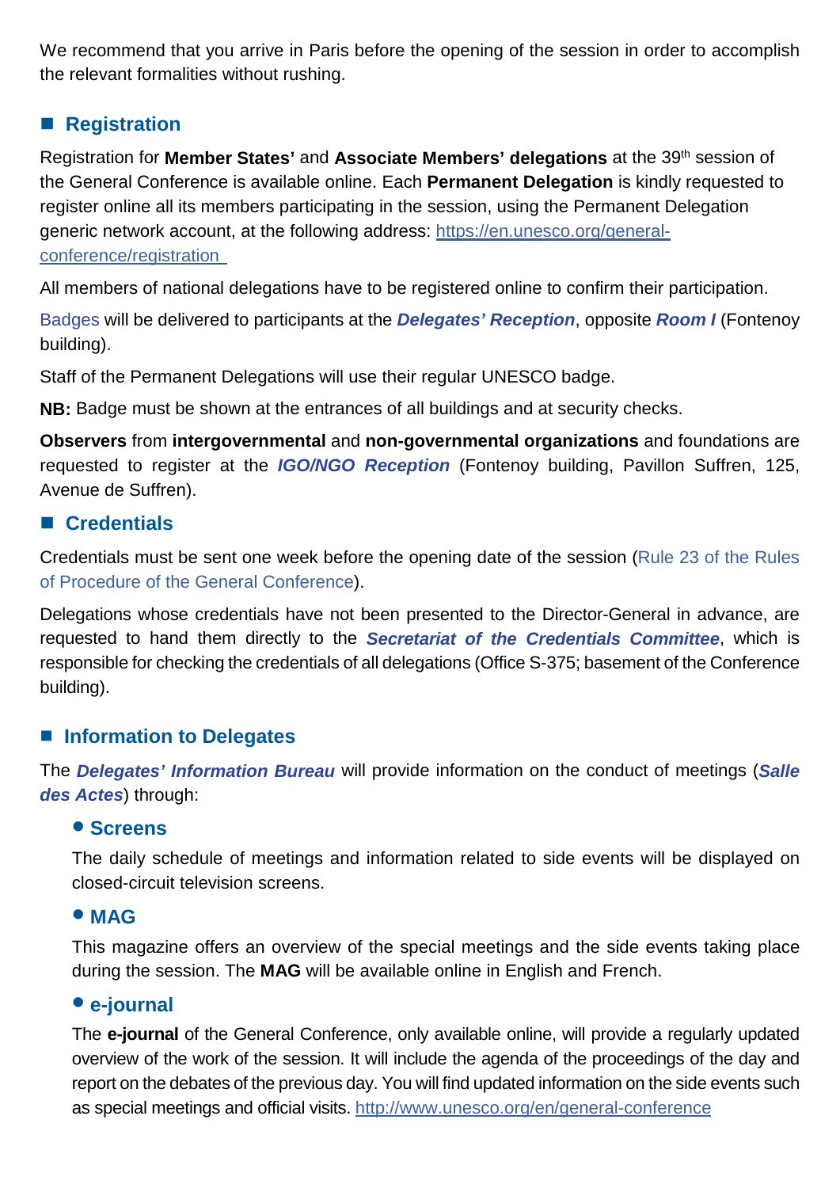We recommend that you arrive in Paris before the opening of the session in order to accomplish the relevant formalities without rushing.

## Registration

Registration for **Member States'** and **Associate Members' delegations** at the 39th session of the General Conference is available online. Each **Permanent Delegation** is kindly requested to register online all its members participating in the session, using the Permanent Delegation generic network account, at the following address: https://en.unesco.org/general-conference/registration

All members of national delegations have to be registered online to confirm their participation.

Badges will be delivered to participants at the ***Delegates' Reception***, opposite ***Room I*** (Fontenoy building).

Staff of the Permanent Delegations will use their regular UNESCO badge.

**NB:** Badge must be shown at the entrances of all buildings and at security checks.

**Observers** from **intergovernmental** and **non-governmental organizations** and foundations are requested to register at the ***IGO/NGO Reception*** (Fontenoy building, Pavillon Suffren, 125, Avenue de Suffren).

## Credentials

Credentials must be sent one week before the opening date of the session (Rule 23 of the Rules of Procedure of the General Conference).

Delegations whose credentials have not been presented to the Director-General in advance, are requested to hand them directly to the ***Secretariat of the Credentials Committee***, which is responsible for checking the credentials of all delegations (Office S-375; basement of the Conference building).

## Information to Delegates

The ***Delegates' Information Bureau*** will provide information on the conduct of meetings (***Salle des Actes***) through:

- **Screens**

  The daily schedule of meetings and information related to side events will be displayed on closed-circuit television screens.

- **MAG**

  This magazine offers an overview of the special meetings and the side events taking place during the session. The **MAG** will be available online in English and French.

- **e-journal**

  The **e-journal** of the General Conference, only available online, will provide a regularly updated overview of the work of the session. It will include the agenda of the proceedings of the day and report on the debates of the previous day. You will find updated information on the side events such as special meetings and official visits. http://www.unesco.org/en/general-conference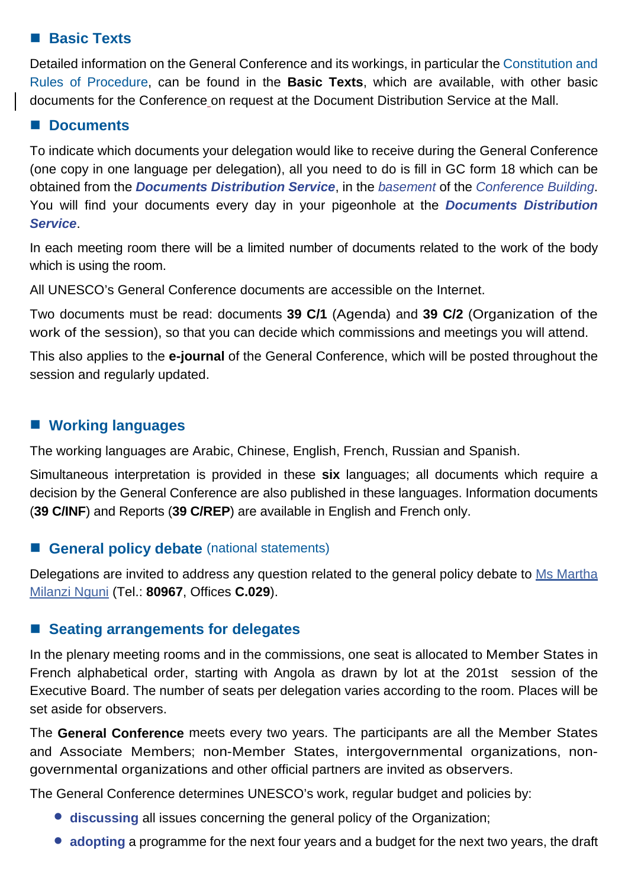## Basic Texts

Detailed information on the General Conference and its workings, in particular the Constitution and Rules of Procedure, can be found in the **Basic Texts**, which are available, with other basic documents for the Conference on request at the Document Distribution Service at the Mall.

## Documents

To indicate which documents your delegation would like to receive during the General Conference (one copy in one language per delegation), all you need to do is fill in GC form 18 which can be obtained from the ***Documents Distribution Service***, in the *basement* of the *Conference Building*. You will find your documents every day in your pigeonhole at the ***Documents Distribution Service***.

In each meeting room there will be a limited number of documents related to the work of the body which is using the room.

All UNESCO's General Conference documents are accessible on the Internet.

Two documents must be read: documents **39 C/1** (Agenda) and **39 C/2** (Organization of the work of the session), so that you can decide which commissions and meetings you will attend.

This also applies to the **e-journal** of the General Conference, which will be posted throughout the session and regularly updated.

## Working languages

The working languages are Arabic, Chinese, English, French, Russian and Spanish.

Simultaneous interpretation is provided in these **six** languages; all documents which require a decision by the General Conference are also published in these languages. Information documents (**39 C/INF**) and Reports (**39 C/REP**) are available in English and French only.

## General policy debate (national statements)

Delegations are invited to address any question related to the general policy debate to Ms Martha Milanzi Nguni (Tel.: **80967**, Offices **C.029**).

## Seating arrangements for delegates

In the plenary meeting rooms and in the commissions, one seat is allocated to Member States in French alphabetical order, starting with Angola as drawn by lot at the 201st session of the Executive Board. The number of seats per delegation varies according to the room. Places will be set aside for observers.

The **General Conference** meets every two years. The participants are all the Member States and Associate Members; non-Member States, intergovernmental organizations, non-governmental organizations and other official partners are invited as observers.

The General Conference determines UNESCO's work, regular budget and policies by:

- **discussing** all issues concerning the general policy of the Organization;
- **adopting** a programme for the next four years and a budget for the next two years, the draft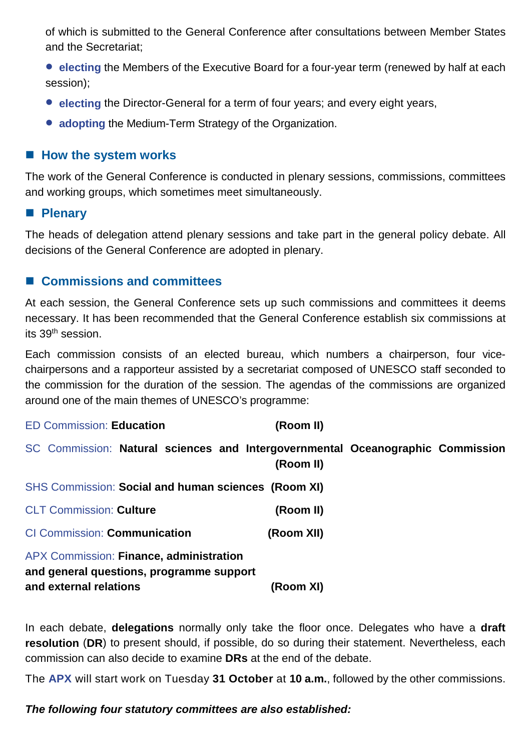of which is submitted to the General Conference after consultations between Member States and the Secretariat;

- **electing** the Members of the Executive Board for a four-year term (renewed by half at each session);
- **electing** the Director-General for a term of four years; and every eight years,
- **adopting** the Medium-Term Strategy of the Organization.

## How the system works

The work of the General Conference is conducted in plenary sessions, commissions, committees and working groups, which sometimes meet simultaneously.

## Plenary

The heads of delegation attend plenary sessions and take part in the general policy debate. All decisions of the General Conference are adopted in plenary.

## Commissions and committees

At each session, the General Conference sets up such commissions and committees it deems necessary. It has been recommended that the General Conference establish six commissions at its 39th session.

Each commission consists of an elected bureau, which numbers a chairperson, four vice-chairpersons and a rapporteur assisted by a secretariat composed of UNESCO staff seconded to the commission for the duration of the session. The agendas of the commissions are organized around one of the main themes of UNESCO's programme:

ED Commission: **Education** **(Room II)**

SC Commission: **Natural sciences and Intergovernmental Oceanographic Commission** **(Room II)**

SHS Commission: **Social and human sciences** **(Room XI)**

CLT Commission: **Culture** **(Room II)**

CI Commission: **Communication** **(Room XII)**

APX Commission: **Finance, administration and general questions, programme support and external relations** **(Room XI)**

In each debate, **delegations** normally only take the floor once. Delegates who have a **draft resolution** (**DR**) to present should, if possible, do so during their statement. Nevertheless, each commission can also decide to examine **DRs** at the end of the debate.

The **APX** will start work on Tuesday **31 October** at **10 a.m.**, followed by the other commissions.

***The following four statutory committees are also established:***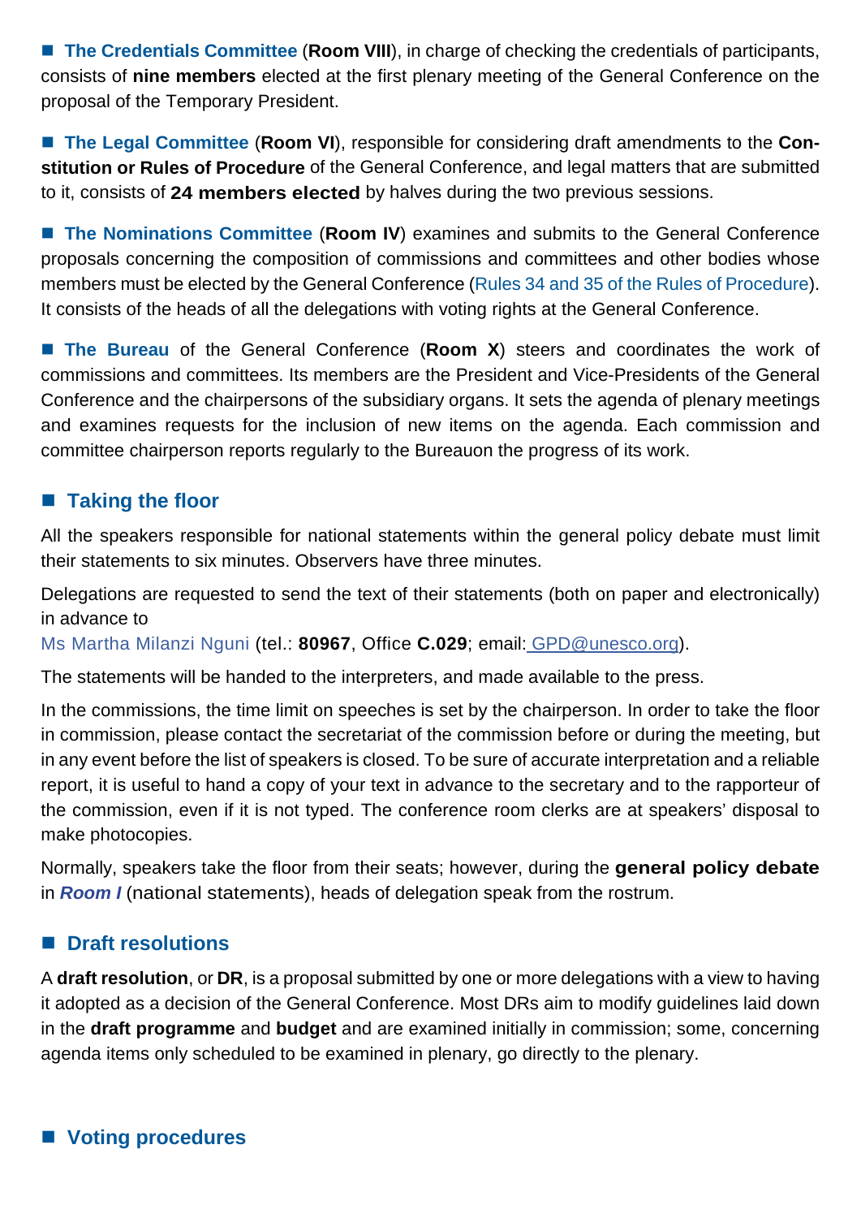■ **The Credentials Committee** (**Room VIII**), in charge of checking the credentials of participants, consists of **nine members** elected at the first plenary meeting of the General Conference on the proposal of the Temporary President.

■ **The Legal Committee** (**Room VI**), responsible for considering draft amendments to the **Constitution or Rules of Procedure** of the General Conference, and legal matters that are submitted to it, consists of **24 members elected** by halves during the two previous sessions.

■ **The Nominations Committee** (**Room IV**) examines and submits to the General Conference proposals concerning the composition of commissions and committees and other bodies whose members must be elected by the General Conference (Rules 34 and 35 of the Rules of Procedure). It consists of the heads of all the delegations with voting rights at the General Conference.

■ **The Bureau** of the General Conference (**Room X**) steers and coordinates the work of commissions and committees. Its members are the President and Vice-Presidents of the General Conference and the chairpersons of the subsidiary organs. It sets the agenda of plenary meetings and examines requests for the inclusion of new items on the agenda. Each commission and committee chairperson reports regularly to the Bureauon the progress of its work.

## ■ Taking the floor

All the speakers responsible for national statements within the general policy debate must limit their statements to six minutes. Observers have three minutes.

Delegations are requested to send the text of their statements (both on paper and electronically) in advance to
Ms Martha Milanzi Nguni (tel.: **80967**, Office **C.029**; email: GPD@unesco.org).

The statements will be handed to the interpreters, and made available to the press.

In the commissions, the time limit on speeches is set by the chairperson. In order to take the floor in commission, please contact the secretariat of the commission before or during the meeting, but in any event before the list of speakers is closed. To be sure of accurate interpretation and a reliable report, it is useful to hand a copy of your text in advance to the secretary and to the rapporteur of the commission, even if it is not typed. The conference room clerks are at speakers' disposal to make photocopies.

Normally, speakers take the floor from their seats; however, during the **general policy debate** in ***Room I*** (national statements), heads of delegation speak from the rostrum.

## ■ Draft resolutions

A **draft resolution**, or **DR**, is a proposal submitted by one or more delegations with a view to having it adopted as a decision of the General Conference. Most DRs aim to modify guidelines laid down in the **draft programme** and **budget** and are examined initially in commission; some, concerning agenda items only scheduled to be examined in plenary, go directly to the plenary.

## ■ Voting procedures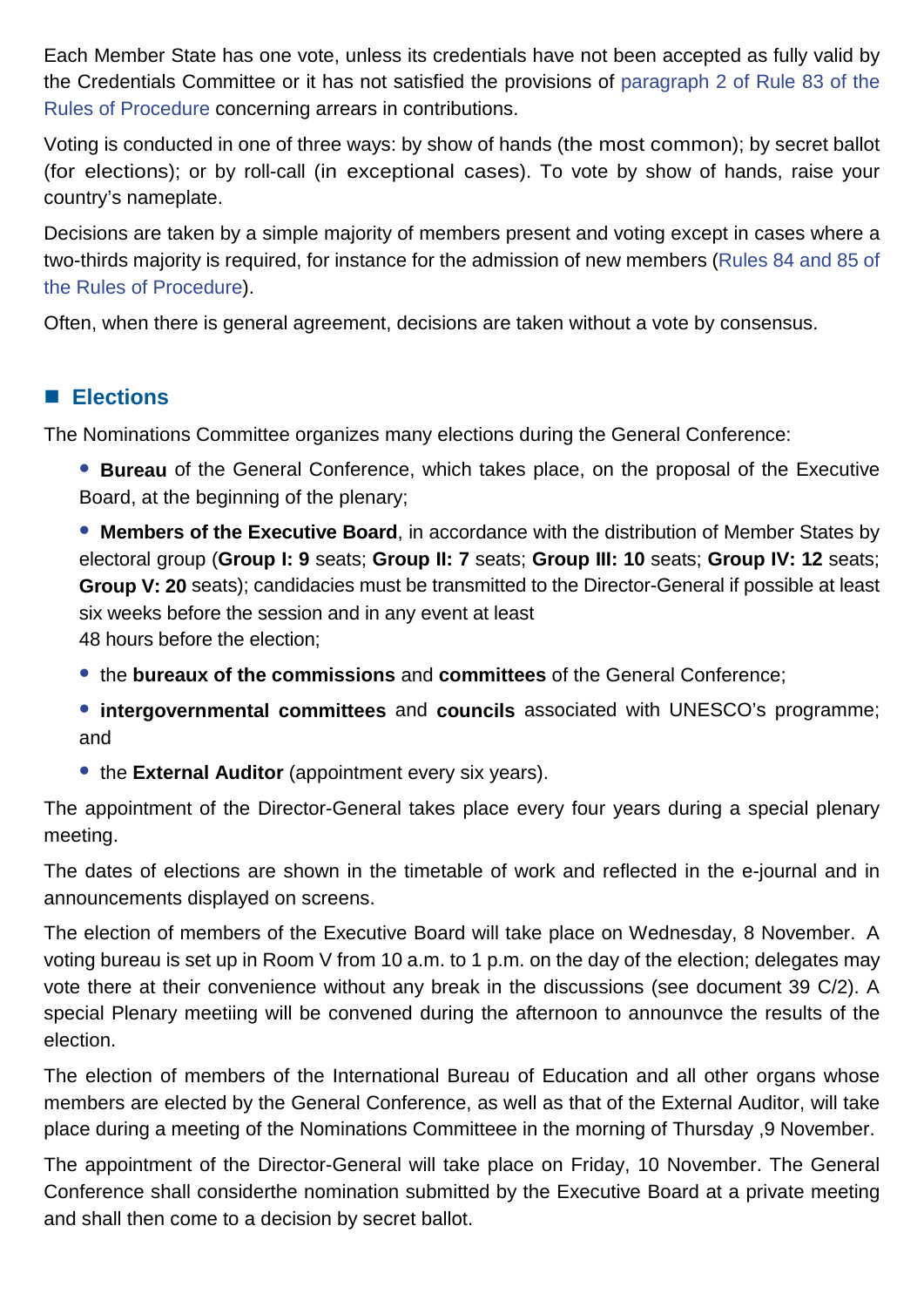Each Member State has one vote, unless its credentials have not been accepted as fully valid by the Credentials Committee or it has not satisfied the provisions of paragraph 2 of Rule 83 of the Rules of Procedure concerning arrears in contributions.

Voting is conducted in one of three ways: by show of hands (the most common); by secret ballot (for elections); or by roll-call (in exceptional cases). To vote by show of hands, raise your country's nameplate.

Decisions are taken by a simple majority of members present and voting except in cases where a two-thirds majority is required, for instance for the admission of new members (Rules 84 and 85 of the Rules of Procedure).

Often, when there is general agreement, decisions are taken without a vote by consensus.

## Elections

The Nominations Committee organizes many elections during the General Conference:

- **Bureau** of the General Conference, which takes place, on the proposal of the Executive Board, at the beginning of the plenary;
- **Members of the Executive Board**, in accordance with the distribution of Member States by electoral group (**Group I: 9** seats; **Group II: 7** seats; **Group III: 10** seats; **Group IV: 12** seats; **Group V: 20** seats); candidacies must be transmitted to the Director-General if possible at least six weeks before the session and in any event at least 48 hours before the election;
- the **bureaux of the commissions** and **committees** of the General Conference;
- **intergovernmental committees** and **councils** associated with UNESCO's programme; and
- the **External Auditor** (appointment every six years).

The appointment of the Director-General takes place every four years during a special plenary meeting.

The dates of elections are shown in the timetable of work and reflected in the e-journal and in announcements displayed on screens.

The election of members of the Executive Board will take place on Wednesday, 8 November. A voting bureau is set up in Room V from 10 a.m. to 1 p.m. on the day of the election; delegates may vote there at their convenience without any break in the discussions (see document 39 C/2). A special Plenary meetiing will be convened during the afternoon to announvce the results of the election.

The election of members of the International Bureau of Education and all other organs whose members are elected by the General Conference, as well as that of the External Auditor, will take place during a meeting of the Nominations Committeee in the morning of Thursday ,9 November.

The appointment of the Director-General will take place on Friday, 10 November. The General Conference shall considerthe nomination submitted by the Executive Board at a private meeting and shall then come to a decision by secret ballot.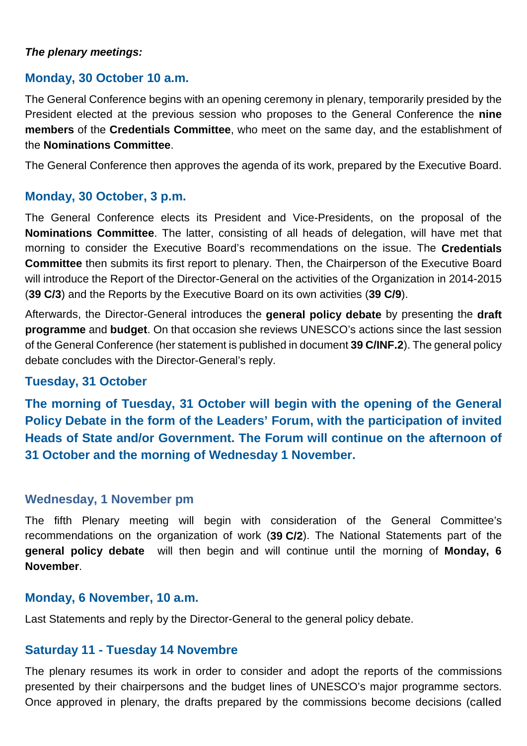***The plenary meetings:***

### Monday, 30 October 10 a.m.

The General Conference begins with an opening ceremony in plenary, temporarily presided by the President elected at the previous session who proposes to the General Conference the **nine members** of the **Credentials Committee**, who meet on the same day, and the establishment of the **Nominations Committee**.

The General Conference then approves the agenda of its work, prepared by the Executive Board.

### Monday, 30 October, 3 p.m.

The General Conference elects its President and Vice-Presidents, on the proposal of the **Nominations Committee**. The latter, consisting of all heads of delegation, will have met that morning to consider the Executive Board's recommendations on the issue. The **Credentials Committee** then submits its first report to plenary. Then, the Chairperson of the Executive Board will introduce the Report of the Director-General on the activities of the Organization in 2014-2015 (**39 C/3**) and the Reports by the Executive Board on its own activities (**39 C/9**).

Afterwards, the Director-General introduces the **general policy debate** by presenting the **draft programme** and **budget**. On that occasion she reviews UNESCO's actions since the last session of the General Conference (her statement is published in document **39 C/INF.2**). The general policy debate concludes with the Director-General's reply.

### Tuesday, 31 October

**The morning of Tuesday, 31 October will begin with the opening of the General Policy Debate in the form of the Leaders' Forum, with the participation of invited Heads of State and/or Government. The Forum will continue on the afternoon of 31 October and the morning of Wednesday 1 November.**

### Wednesday, 1 November pm

The fifth Plenary meeting will begin with consideration of the General Committee's recommendations on the organization of work (**39 C/2**). The National Statements part of the **general policy debate** will then begin and will continue until the morning of **Monday, 6 November**.

### Monday, 6 November, 10 a.m.

Last Statements and reply by the Director-General to the general policy debate.

### Saturday 11 - Tuesday 14 Novembre

The plenary resumes its work in order to consider and adopt the reports of the commissions presented by their chairpersons and the budget lines of UNESCO's major programme sectors. Once approved in plenary, the drafts prepared by the commissions become decisions (called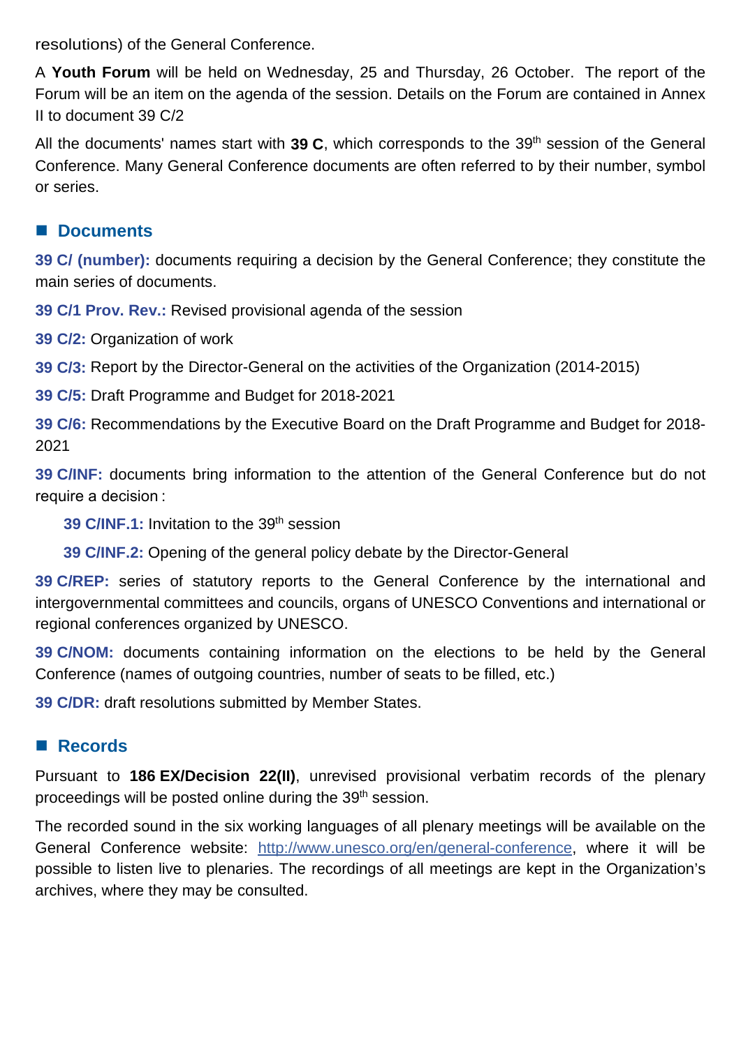resolutions) of the General Conference.

A **Youth Forum** will be held on Wednesday, 25 and Thursday, 26 October. The report of the Forum will be an item on the agenda of the session. Details on the Forum are contained in Annex II to document 39 C/2

All the documents' names start with **39 C**, which corresponds to the 39th session of the General Conference. Many General Conference documents are often referred to by their number, symbol or series.

## Documents

**39 C/ (number):** documents requiring a decision by the General Conference; they constitute the main series of documents.

**39 C/1 Prov. Rev.:** Revised provisional agenda of the session

**39 C/2:** Organization of work

**39 C/3:** Report by the Director-General on the activities of the Organization (2014-2015)

**39 C/5:** Draft Programme and Budget for 2018-2021

**39 C/6:** Recommendations by the Executive Board on the Draft Programme and Budget for 2018-2021

**39 C/INF:** documents bring information to the attention of the General Conference but do not require a decision :

> **39 C/INF.1:** Invitation to the 39th session
>
> **39 C/INF.2:** Opening of the general policy debate by the Director-General

**39 C/REP:** series of statutory reports to the General Conference by the international and intergovernmental committees and councils, organs of UNESCO Conventions and international or regional conferences organized by UNESCO.

**39 C/NOM:** documents containing information on the elections to be held by the General Conference (names of outgoing countries, number of seats to be filled, etc.)

**39 C/DR:** draft resolutions submitted by Member States.

## Records

Pursuant to **186 EX/Decision 22(II)**, unrevised provisional verbatim records of the plenary proceedings will be posted online during the 39th session.

The recorded sound in the six working languages of all plenary meetings will be available on the General Conference website: http://www.unesco.org/en/general-conference, where it will be possible to listen live to plenaries. The recordings of all meetings are kept in the Organization's archives, where they may be consulted.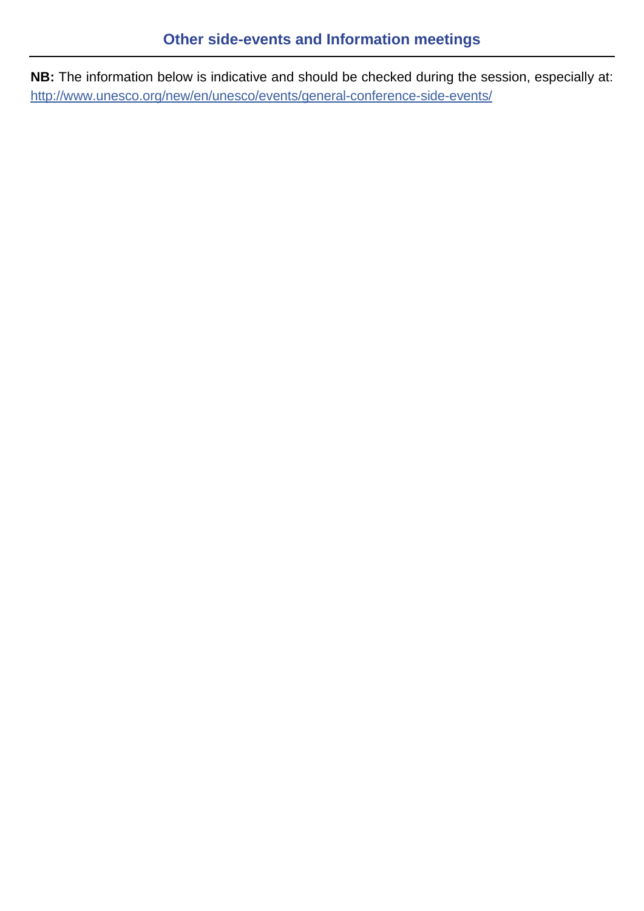## Other side-events and Information meetings

**NB:** The information below is indicative and should be checked during the session, especially at: http://www.unesco.org/new/en/unesco/events/general-conference-side-events/